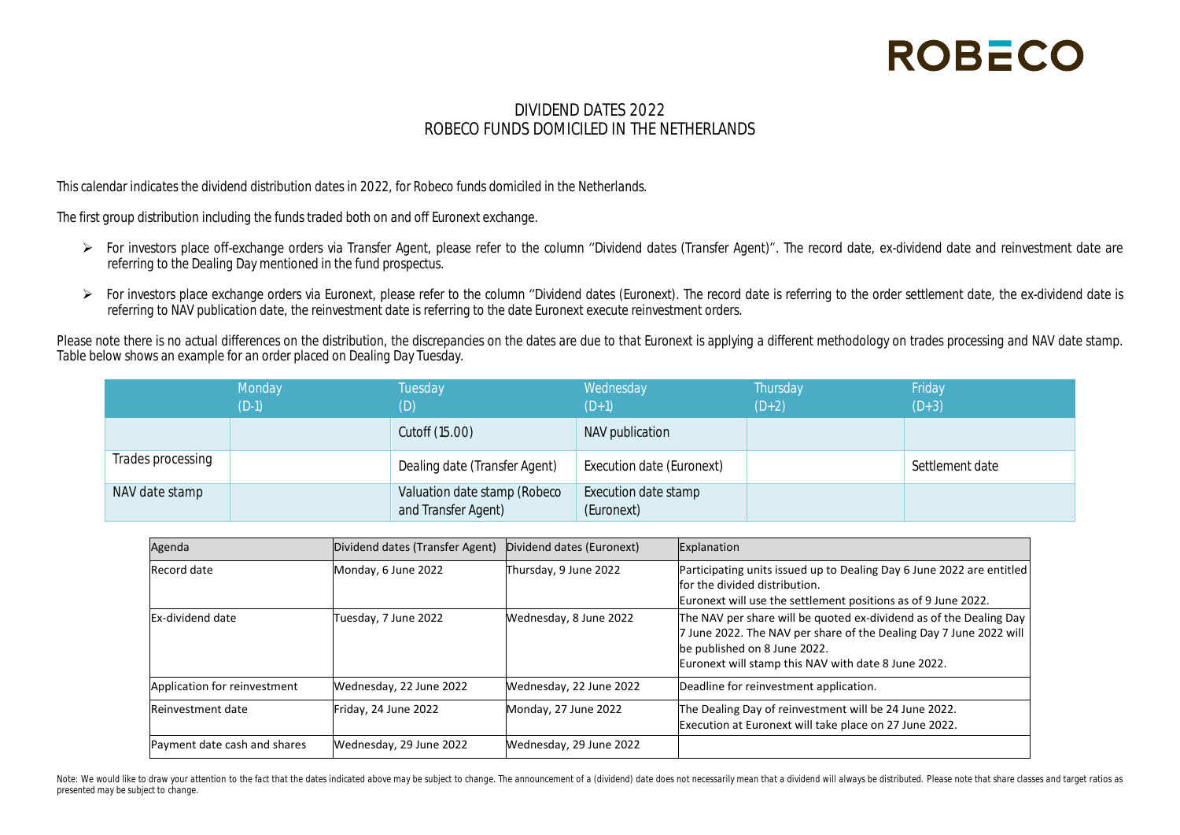ROBECO

# DIVIDEND DATES 2022
## ROBECO FUNDS DOMICILED IN THE NETHERLANDS

This calendar indicates the dividend distribution dates in 2022, for Robeco funds domiciled in the Netherlands.

The first group distribution including the funds traded both on and off Euronext exchange.

- For investors place off-exchange orders via Transfer Agent, please refer to the column ''Dividend dates (Transfer Agent)''. The record date, ex-dividend date and reinvestment date are referring to the Dealing Day mentioned in the fund prospectus.
- For investors place exchange orders via Euronext, please refer to the column ''Dividend dates (Euronext). The record date is referring to the order settlement date, the ex-dividend date is referring to NAV publication date, the reinvestment date is referring to the date Euronext execute reinvestment orders.

Please note there is no actual differences on the distribution, the discrepancies on the dates are due to that Euronext is applying a different methodology on trades processing and NAV date stamp. Table below shows an example for an order placed on Dealing Day Tuesday.

| | Monday (D-1) | Tuesday (D) | Wednesday (D+1) | Thursday (D+2) | Friday (D+3) |
|---|---|---|---|---|---|
| | | Cutoff (15.00) | NAV publication | | |
| Trades processing | | Dealing date (Transfer Agent) | Execution date (Euronext) | | Settlement date |
| NAV date stamp | | Valuation date stamp (Robeco and Transfer Agent) | Execution date stamp (Euronext) | | |

| Agenda | Dividend dates (Transfer Agent) | Dividend dates (Euronext) | Explanation |
|---|---|---|---|
| Record date | Monday, 6 June 2022 | Thursday, 9 June 2022 | Participating units issued up to Dealing Day 6 June 2022 are entitled for the divided distribution. Euronext will use the settlement positions as of 9 June 2022. |
| Ex-dividend date | Tuesday, 7 June 2022 | Wednesday, 8 June 2022 | The NAV per share will be quoted ex-dividend as of the Dealing Day 7 June 2022. The NAV per share of the Dealing Day 7 June 2022 will be published on 8 June 2022. Euronext will stamp this NAV with date 8 June 2022. |
| Application for reinvestment | Wednesday, 22 June 2022 | Wednesday, 22 June 2022 | Deadline for reinvestment application. |
| Reinvestment date | Friday, 24 June 2022 | Monday, 27 June 2022 | The Dealing Day of reinvestment will be 24 June 2022. Execution at Euronext will take place on 27 June 2022. |
| Payment date cash and shares | Wednesday, 29 June 2022 | Wednesday, 29 June 2022 | |

Note: We would like to draw your attention to the fact that the dates indicated above may be subject to change. The announcement of a (dividend) date does not necessarily mean that a dividend will always be distributed. Please note that share classes and target ratios as presented may be subject to change.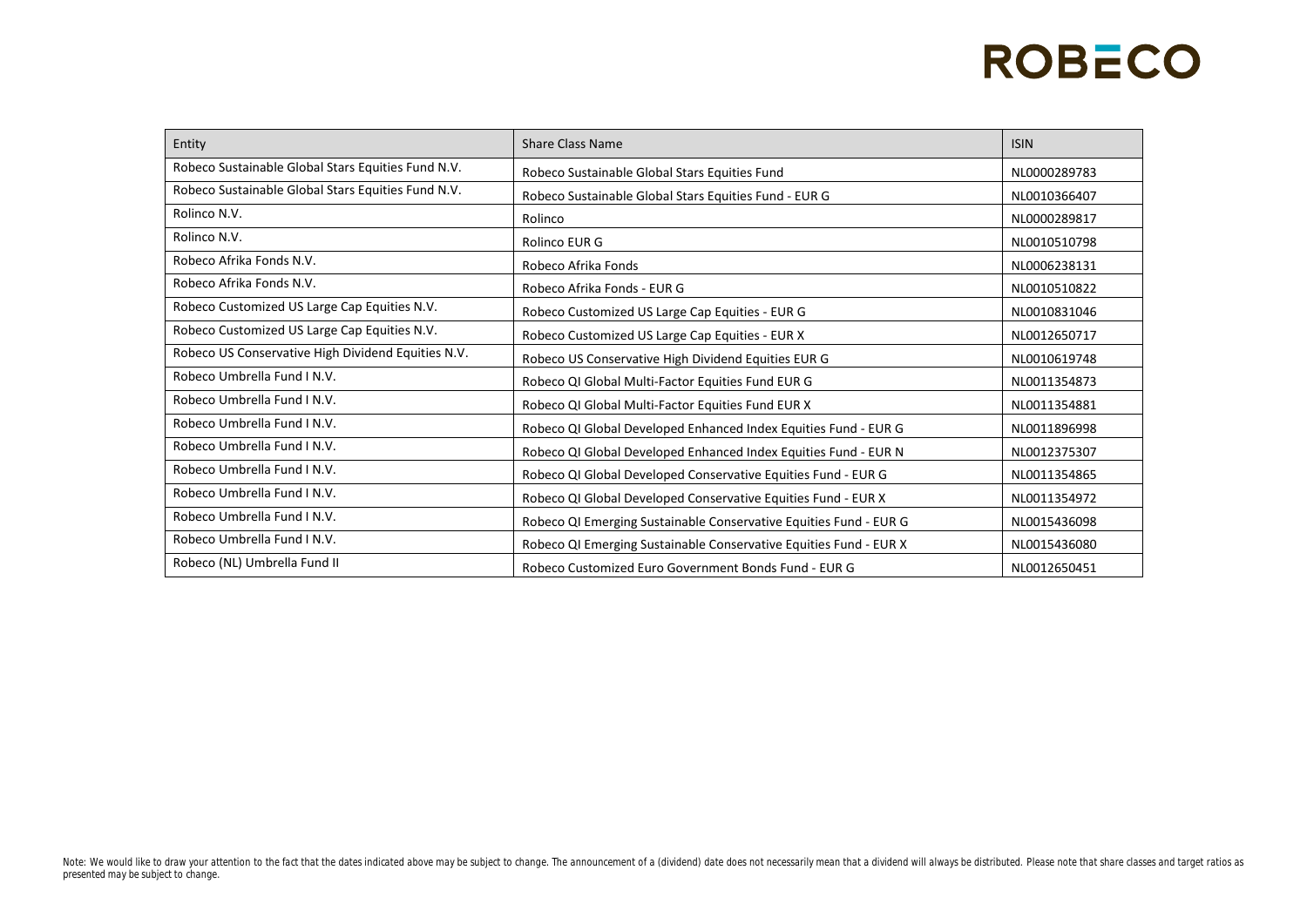| Entity | Share Class Name | ISIN |
|---|---|---|
| Robeco Sustainable Global Stars Equities Fund N.V. | Robeco Sustainable Global Stars Equities Fund | NL0000289783 |
| Robeco Sustainable Global Stars Equities Fund N.V. | Robeco Sustainable Global Stars Equities Fund - EUR G | NL0010366407 |
| Rolinco N.V. | Rolinco | NL0000289817 |
| Rolinco N.V. | Rolinco EUR G | NL0010510798 |
| Robeco Afrika Fonds N.V. | Robeco Afrika Fonds | NL0006238131 |
| Robeco Afrika Fonds N.V. | Robeco Afrika Fonds - EUR G | NL0010510822 |
| Robeco Customized US Large Cap Equities N.V. | Robeco Customized US Large Cap Equities - EUR G | NL0010831046 |
| Robeco Customized US Large Cap Equities N.V. | Robeco Customized US Large Cap Equities - EUR X | NL0012650717 |
| Robeco US Conservative High Dividend Equities N.V. | Robeco US Conservative High Dividend Equities EUR G | NL0010619748 |
| Robeco Umbrella Fund I N.V. | Robeco QI Global Multi-Factor Equities Fund EUR G | NL0011354873 |
| Robeco Umbrella Fund I N.V. | Robeco QI Global Multi-Factor Equities Fund EUR X | NL0011354881 |
| Robeco Umbrella Fund I N.V. | Robeco QI Global Developed Enhanced Index Equities Fund - EUR G | NL0011896998 |
| Robeco Umbrella Fund I N.V. | Robeco QI Global Developed Enhanced Index Equities Fund - EUR N | NL0012375307 |
| Robeco Umbrella Fund I N.V. | Robeco QI Global Developed Conservative Equities Fund - EUR G | NL0011354865 |
| Robeco Umbrella Fund I N.V. | Robeco QI Global Developed Conservative Equities Fund - EUR X | NL0011354972 |
| Robeco Umbrella Fund I N.V. | Robeco QI Emerging Sustainable Conservative Equities Fund - EUR G | NL0015436098 |
| Robeco Umbrella Fund I N.V. | Robeco QI Emerging Sustainable Conservative Equities Fund - EUR X | NL0015436080 |
| Robeco (NL) Umbrella Fund II | Robeco Customized Euro Government Bonds Fund - EUR G | NL0012650451 |

Note: We would like to draw your attention to the fact that the dates indicated above may be subject to change. The announcement of a (dividend) date does not necessarily mean that a dividend will always be distributed. Please note that share classes and target ratios as presented may be subject to change.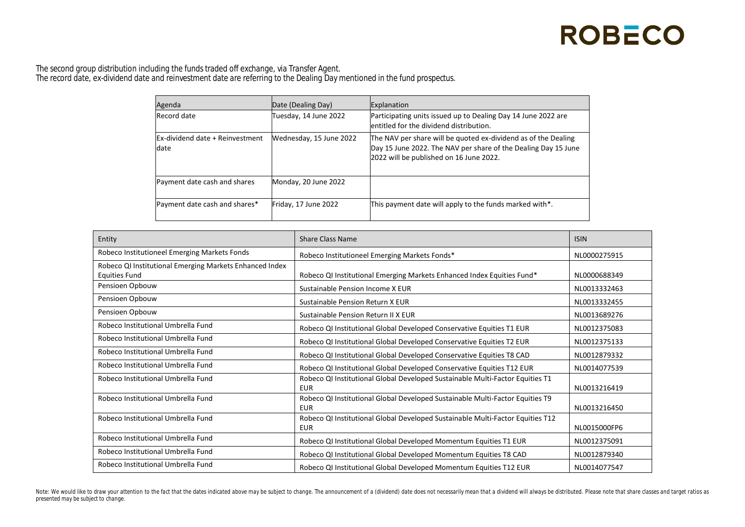The second group distribution including the funds traded off exchange, via Transfer Agent.
The record date, ex-dividend date and reinvestment date are referring to the Dealing Day mentioned in the fund prospectus.

| Agenda | Date (Dealing Day) | Explanation |
|---|---|---|
| Record date | Tuesday, 14 June 2022 | Participating units issued up to Dealing Day 14 June 2022 are entitled for the dividend distribution. |
| Ex-dividend date + Reinvestment date | Wednesday, 15 June 2022 | The NAV per share will be quoted ex-dividend as of the Dealing Day 15 June 2022. The NAV per share of the Dealing Day 15 June 2022 will be published on 16 June 2022. |
| Payment date cash and shares | Monday, 20 June 2022 | |
| Payment date cash and shares* | Friday, 17 June 2022 | This payment date will apply to the funds marked with*. |

| Entity | Share Class Name | ISIN |
|---|---|---|
| Robeco Institutioneel Emerging Markets Fonds | Robeco Institutioneel Emerging Markets Fonds* | NL0000275915 |
| Robeco QI Institutional Emerging Markets Enhanced Index Equities Fund | Robeco QI Institutional Emerging Markets Enhanced Index Equities Fund* | NL0000688349 |
| Pensioen Opbouw | Sustainable Pension Income X EUR | NL0013332463 |
| Pensioen Opbouw | Sustainable Pension Return X EUR | NL0013332455 |
| Pensioen Opbouw | Sustainable Pension Return II X EUR | NL0013689276 |
| Robeco Institutional Umbrella Fund | Robeco QI Institutional Global Developed Conservative Equities T1 EUR | NL0012375083 |
| Robeco Institutional Umbrella Fund | Robeco QI Institutional Global Developed Conservative Equities T2 EUR | NL0012375133 |
| Robeco Institutional Umbrella Fund | Robeco QI Institutional Global Developed Conservative Equities T8 CAD | NL0012879332 |
| Robeco Institutional Umbrella Fund | Robeco QI Institutional Global Developed Conservative Equities T12 EUR | NL0014077539 |
| Robeco Institutional Umbrella Fund | Robeco QI Institutional Global Developed Sustainable Multi-Factor Equities T1 EUR | NL0013216419 |
| Robeco Institutional Umbrella Fund | Robeco QI Institutional Global Developed Sustainable Multi-Factor Equities T9 EUR | NL0013216450 |
| Robeco Institutional Umbrella Fund | Robeco QI Institutional Global Developed Sustainable Multi-Factor Equities T12 EUR | NL0015000FP6 |
| Robeco Institutional Umbrella Fund | Robeco QI Institutional Global Developed Momentum Equities T1 EUR | NL0012375091 |
| Robeco Institutional Umbrella Fund | Robeco QI Institutional Global Developed Momentum Equities T8 CAD | NL0012879340 |
| Robeco Institutional Umbrella Fund | Robeco QI Institutional Global Developed Momentum Equities T12 EUR | NL0014077547 |

Note: We would like to draw your attention to the fact that the dates indicated above may be subject to change. The announcement of a (dividend) date does not necessarily mean that a dividend will always be distributed. Please note that share classes and target ratios as presented may be subject to change.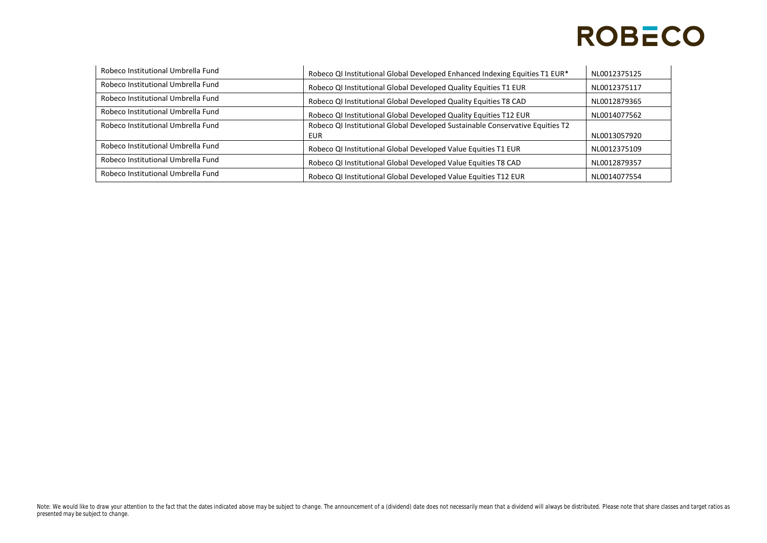| | | |
|---|---|---|
| Robeco Institutional Umbrella Fund | Robeco QI Institutional Global Developed Enhanced Indexing Equities T1 EUR* | NL0012375125 |
| Robeco Institutional Umbrella Fund | Robeco QI Institutional Global Developed Quality Equities T1 EUR | NL0012375117 |
| Robeco Institutional Umbrella Fund | Robeco QI Institutional Global Developed Quality Equities T8 CAD | NL0012879365 |
| Robeco Institutional Umbrella Fund | Robeco QI Institutional Global Developed Quality Equities T12 EUR | NL0014077562 |
| Robeco Institutional Umbrella Fund | Robeco QI Institutional Global Developed Sustainable Conservative Equities T2 EUR | NL0013057920 |
| Robeco Institutional Umbrella Fund | Robeco QI Institutional Global Developed Value Equities T1 EUR | NL0012375109 |
| Robeco Institutional Umbrella Fund | Robeco QI Institutional Global Developed Value Equities T8 CAD | NL0012879357 |
| Robeco Institutional Umbrella Fund | Robeco QI Institutional Global Developed Value Equities T12 EUR | NL0014077554 |

*Note: We would like to draw your attention to the fact that the dates indicated above may be subject to change. The announcement of a (dividend) date does not necessarily mean that a dividend will always be distributed. Please note that share classes and target ratios as presented may be subject to change.*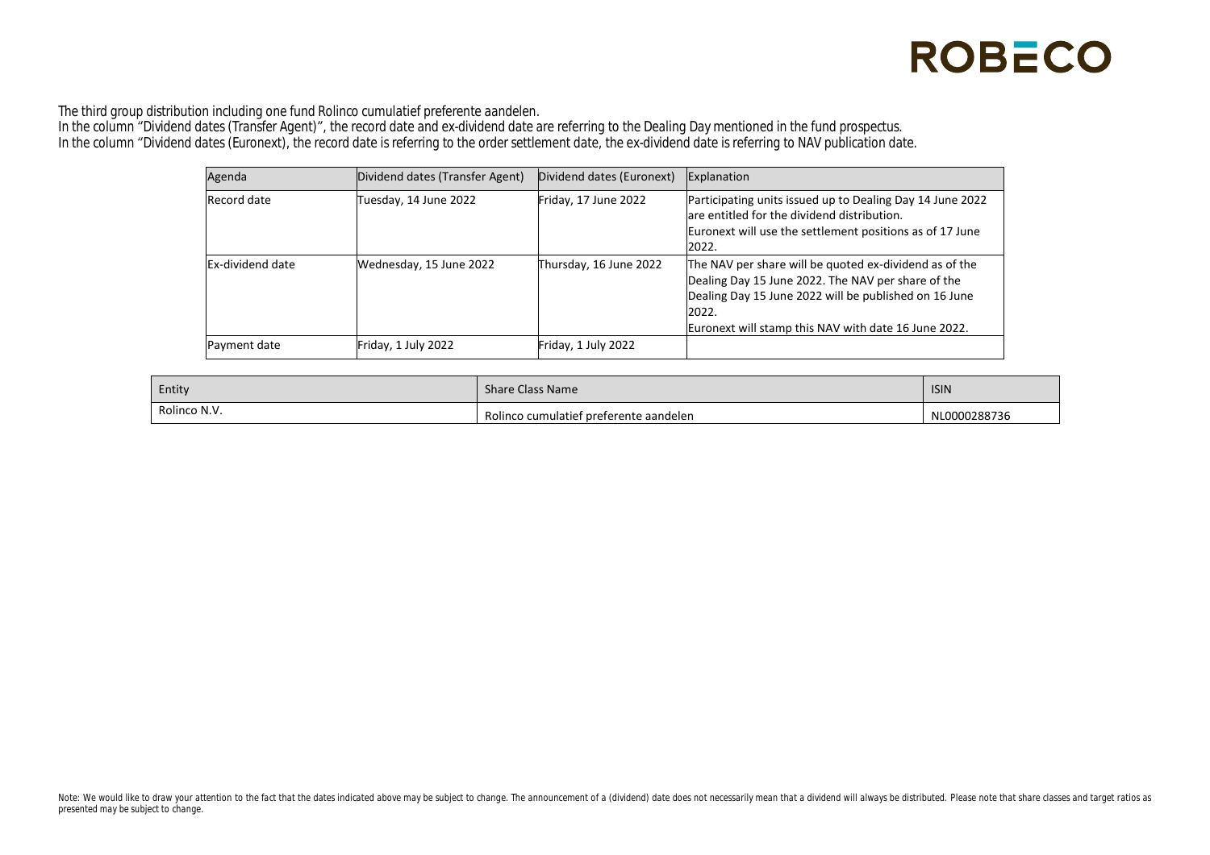The third group distribution including one fund Rolinco cumulatief preferente aandelen.
In the column "Dividend dates (Transfer Agent)", the record date and ex-dividend date are referring to the Dealing Day mentioned in the fund prospectus.
In the column "Dividend dates (Euronext), the record date is referring to the order settlement date, the ex-dividend date is referring to NAV publication date.

| Agenda | Dividend dates (Transfer Agent) | Dividend dates (Euronext) | Explanation |
|---|---|---|---|
| Record date | Tuesday, 14 June 2022 | Friday, 17 June 2022 | Participating units issued up to Dealing Day 14 June 2022 are entitled for the dividend distribution.<br>Euronext will use the settlement positions as of 17 June 2022. |
| Ex-dividend date | Wednesday, 15 June 2022 | Thursday, 16 June 2022 | The NAV per share will be quoted ex-dividend as of the Dealing Day 15 June 2022. The NAV per share of the Dealing Day 15 June 2022 will be published on 16 June 2022.<br>Euronext will stamp this NAV with date 16 June 2022. |
| Payment date | Friday, 1 July 2022 | Friday, 1 July 2022 | |

| Entity | Share Class Name | ISIN |
|---|---|---|
| Rolinco N.V. | Rolinco cumulatief preferente aandelen | NL0000288736 |

*Note: We would like to draw your attention to the fact that the dates indicated above may be subject to change. The announcement of a (dividend) date does not necessarily mean that a dividend will always be distributed. Please note that share classes and target ratios as presented may be subject to change.*